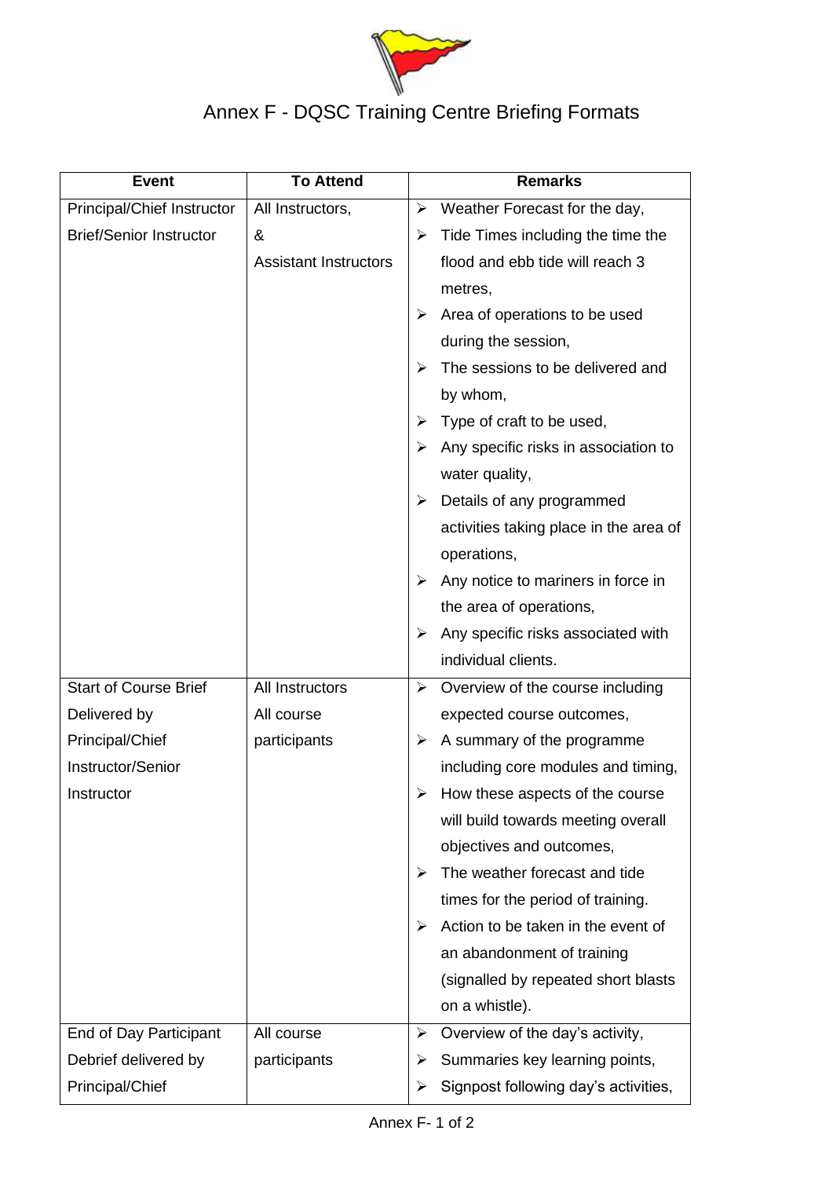# Annex F - DQSC Training Centre Briefing Formats

| Event | To Attend | Remarks |
| --- | --- | --- |
| Principal/Chief Instructor Brief/Senior Instructor | All Instructors, & Assistant Instructors | ➢ Weather Forecast for the day,<br>➢ Tide Times including the time the flood and ebb tide will reach 3 metres,<br>➢ Area of operations to be used during the session,<br>➢ The sessions to be delivered and by whom,<br>➢ Type of craft to be used,<br>➢ Any specific risks in association to water quality,<br>➢ Details of any programmed activities taking place in the area of operations,<br>➢ Any notice to mariners in force in the area of operations,<br>➢ Any specific risks associated with individual clients. |
| Start of Course Brief Delivered by Principal/Chief Instructor/Senior Instructor | All Instructors<br>All course participants | ➢ Overview of the course including expected course outcomes,<br>➢ A summary of the programme including core modules and timing,<br>➢ How these aspects of the course will build towards meeting overall objectives and outcomes,<br>➢ The weather forecast and tide times for the period of training.<br>➢ Action to be taken in the event of an abandonment of training (signalled by repeated short blasts on a whistle). |
| End of Day Participant Debrief delivered by Principal/Chief | All course participants | ➢ Overview of the day's activity,<br>➢ Summaries key learning points,<br>➢ Signpost following day's activities, |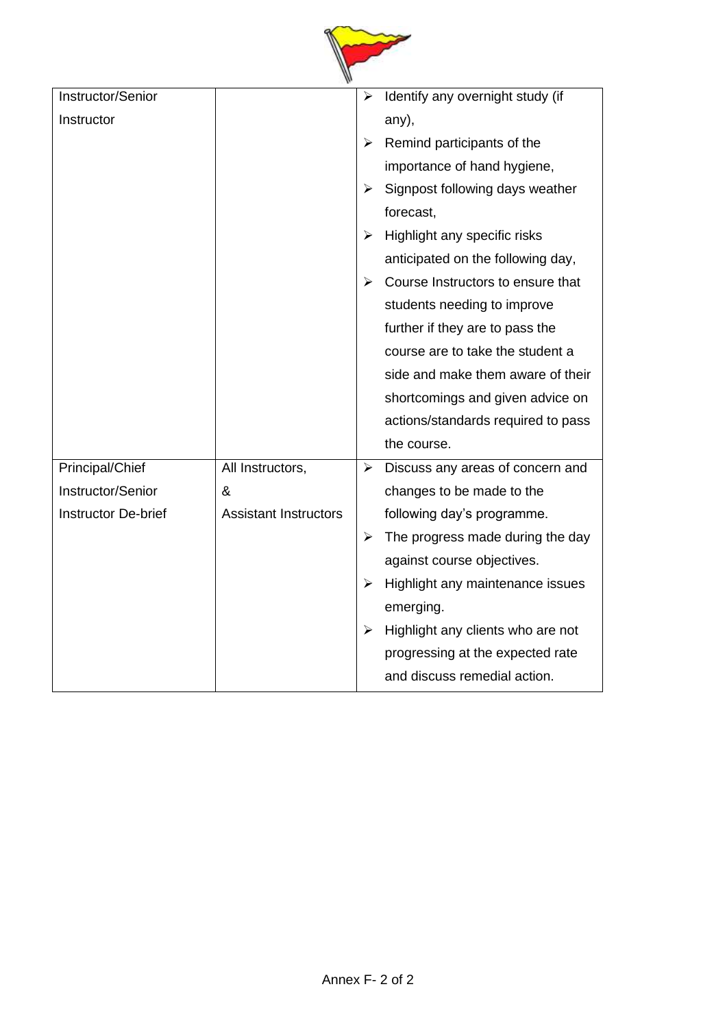| | | |
|---|---|---|
| Instructor/Senior Instructor | | ➢ Identify any overnight study (if any),<br>➢ Remind participants of the importance of hand hygiene,<br>➢ Signpost following days weather forecast,<br>➢ Highlight any specific risks anticipated on the following day,<br>➢ Course Instructors to ensure that students needing to improve further if they are to pass the course are to take the student a side and make them aware of their shortcomings and given advice on actions/standards required to pass the course. |
| Principal/Chief Instructor/Senior Instructor De-brief | All Instructors, & Assistant Instructors | ➢ Discuss any areas of concern and changes to be made to the following day's programme.<br>➢ The progress made during the day against course objectives.<br>➢ Highlight any maintenance issues emerging.<br>➢ Highlight any clients who are not progressing at the expected rate and discuss remedial action. |